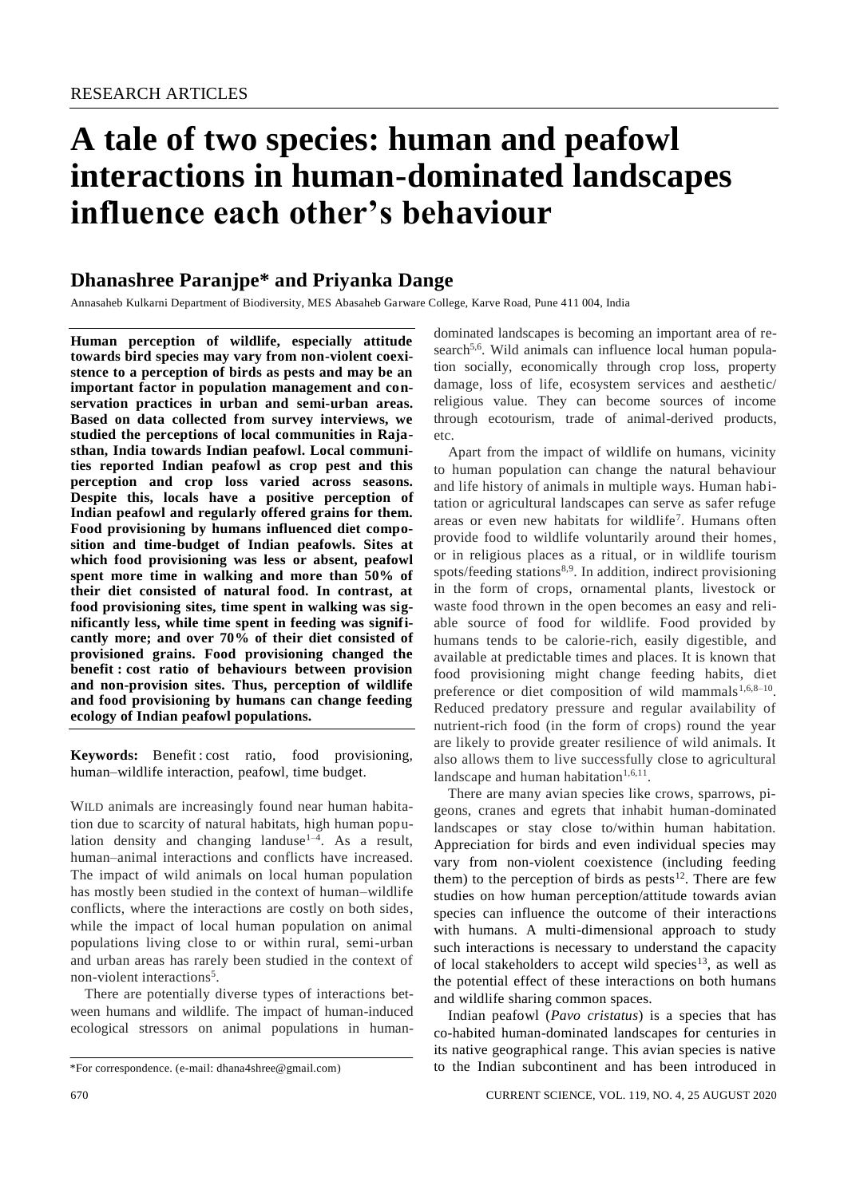RESEARCH ARTICLES

# A tale of two species: human and peafowl interactions in human-dominated landscapes influence each other's behaviour

## Dhanashree Paranjpe* and Priyanka Dange

Annasaheb Kulkarni Department of Biodiversity, MES Abasaheb Garware College, Karve Road, Pune 411 004, India

**Human perception of wildlife, especially attitude towards bird species may vary from non-violent coexistence to a perception of birds as pests and may be an important factor in population management and conservation practices in urban and semi-urban areas. Based on data collected from survey interviews, we studied the perceptions of local communities in Rajasthan, India towards Indian peafowl. Local communities reported Indian peafowl as crop pest and this perception and crop loss varied across seasons. Despite this, locals have a positive perception of Indian peafowl and regularly offered grains for them. Food provisioning by humans influenced diet composition and time-budget of Indian peafowls. Sites at which food provisioning was less or absent, peafowl spent more time in walking and more than 50% of their diet consisted of natural food. In contrast, at food provisioning sites, time spent in walking was significantly less, while time spent in feeding was significantly more; and over 70% of their diet consisted of provisioned grains. Food provisioning changed the benefit : cost ratio of behaviours between provision and non-provision sites. Thus, perception of wildlife and food provisioning by humans can change feeding ecology of Indian peafowl populations.**

**Keywords:** Benefit : cost ratio, food provisioning, human–wildlife interaction, peafowl, time budget.

WILD animals are increasingly found near human habitation due to scarcity of natural habitats, high human population density and changing landuse[1–4]. As a result, human–animal interactions and conflicts have increased. The impact of wild animals on local human population has mostly been studied in the context of human–wildlife conflicts, where the interactions are costly on both sides, while the impact of local human population on animal populations living close to or within rural, semi-urban and urban areas has rarely been studied in the context of non-violent interactions[5].

There are potentially diverse types of interactions between humans and wildlife. The impact of human-induced ecological stressors on animal populations in human-dominated landscapes is becoming an important area of research[5,6]. Wild animals can influence local human population socially, economically through crop loss, property damage, loss of life, ecosystem services and aesthetic/religious value. They can become sources of income through ecotourism, trade of animal-derived products, etc.

Apart from the impact of wildlife on humans, vicinity to human population can change the natural behaviour and life history of animals in multiple ways. Human habitation or agricultural landscapes can serve as safer refuge areas or even new habitats for wildlife[7]. Humans often provide food to wildlife voluntarily around their homes, or in religious places as a ritual, or in wildlife tourism spots/feeding stations[8,9]. In addition, indirect provisioning in the form of crops, ornamental plants, livestock or waste food thrown in the open becomes an easy and reliable source of food for wildlife. Food provided by humans tends to be calorie-rich, easily digestible, and available at predictable times and places. It is known that food provisioning might change feeding habits, diet preference or diet composition of wild mammals[1,6,8–10]. Reduced predatory pressure and regular availability of nutrient-rich food (in the form of crops) round the year are likely to provide greater resilience of wild animals. It also allows them to live successfully close to agricultural landscape and human habitation[1,6,11].

There are many avian species like crows, sparrows, pigeons, cranes and egrets that inhabit human-dominated landscapes or stay close to/within human habitation. Appreciation for birds and even individual species may vary from non-violent coexistence (including feeding them) to the perception of birds as pests[12]. There are few studies on how human perception/attitude towards avian species can influence the outcome of their interactions with humans. A multi-dimensional approach to study such interactions is necessary to understand the capacity of local stakeholders to accept wild species[13], as well as the potential effect of these interactions on both humans and wildlife sharing common spaces.

Indian peafowl (*Pavo cristatus*) is a species that has co-habited human-dominated landscapes for centuries in its native geographical range. This avian species is native to the Indian subcontinent and has been introduced in

*For correspondence. (e-mail: dhana4shree@gmail.com)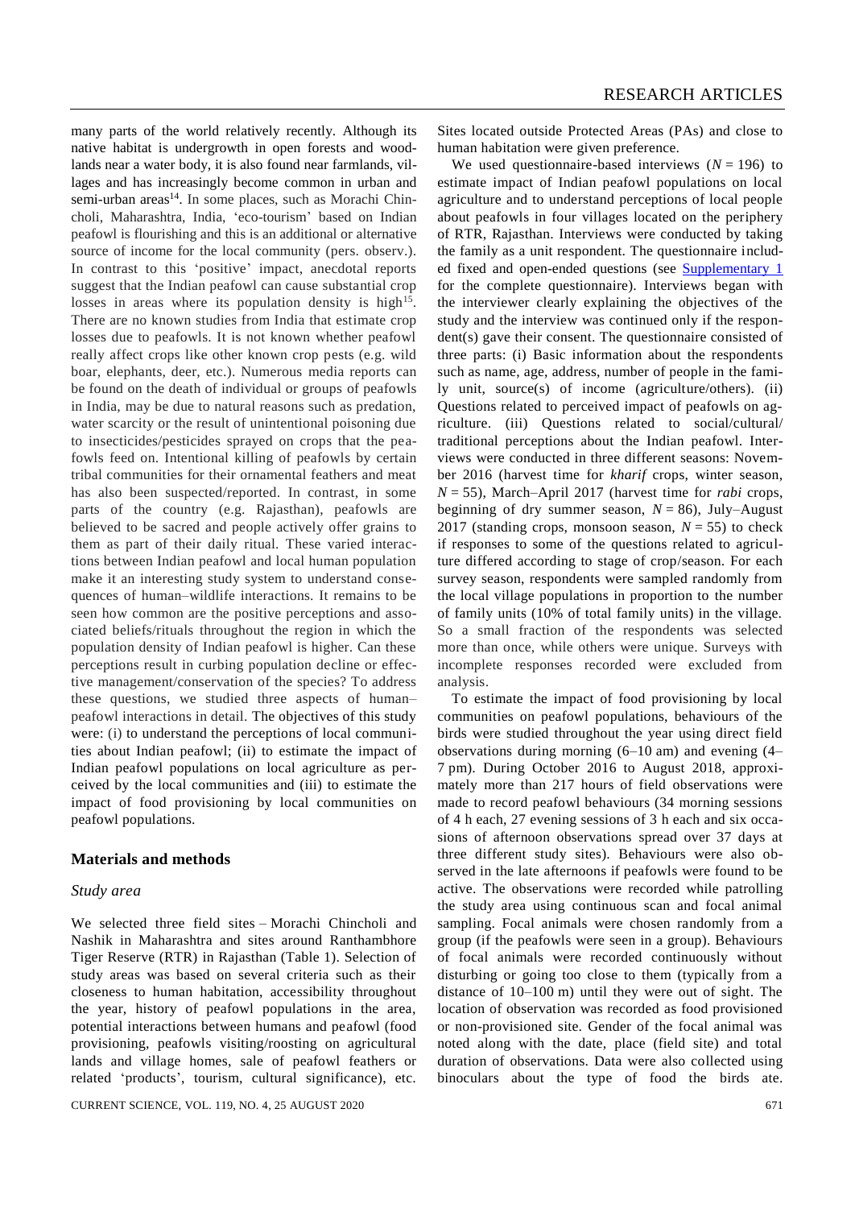many parts of the world relatively recently. Although its native habitat is undergrowth in open forests and woodlands near a water body, it is also found near farmlands, villages and has increasingly become common in urban and semi-urban areas[14]. In some places, such as Morachi Chincholi, Maharashtra, India, 'eco-tourism' based on Indian peafowl is flourishing and this is an additional or alternative source of income for the local community (pers. observ.). In contrast to this 'positive' impact, anecdotal reports suggest that the Indian peafowl can cause substantial crop losses in areas where its population density is high[15]. There are no known studies from India that estimate crop losses due to peafowls. It is not known whether peafowl really affect crops like other known crop pests (e.g. wild boar, elephants, deer, etc.). Numerous media reports can be found on the death of individual or groups of peafowls in India, may be due to natural reasons such as predation, water scarcity or the result of unintentional poisoning due to insecticides/pesticides sprayed on crops that the peafowls feed on. Intentional killing of peafowls by certain tribal communities for their ornamental feathers and meat has also been suspected/reported. In contrast, in some parts of the country (e.g. Rajasthan), peafowls are believed to be sacred and people actively offer grains to them as part of their daily ritual. These varied interactions between Indian peafowl and local human population make it an interesting study system to understand consequences of human–wildlife interactions. It remains to be seen how common are the positive perceptions and associated beliefs/rituals throughout the region in which the population density of Indian peafowl is higher. Can these perceptions result in curbing population decline or effective management/conservation of the species? To address these questions, we studied three aspects of human–peafowl interactions in detail. The objectives of this study were: (i) to understand the perceptions of local communities about Indian peafowl; (ii) to estimate the impact of Indian peafowl populations on local agriculture as perceived by the local communities and (iii) to estimate the impact of food provisioning by local communities on peafowl populations.

## Materials and methods

### *Study area*

We selected three field sites – Morachi Chincholi and Nashik in Maharashtra and sites around Ranthambhore Tiger Reserve (RTR) in Rajasthan (Table 1). Selection of study areas was based on several criteria such as their closeness to human habitation, accessibility throughout the year, history of peafowl populations in the area, potential interactions between humans and peafowl (food provisioning, peafowls visiting/roosting on agricultural lands and village homes, sale of peafowl feathers or related 'products', tourism, cultural significance), etc. Sites located outside Protected Areas (PAs) and close to human habitation were given preference.

We used questionnaire-based interviews ($N = 196$) to estimate impact of Indian peafowl populations on local agriculture and to understand perceptions of local people about peafowls in four villages located on the periphery of RTR, Rajasthan. Interviews were conducted by taking the family as a unit respondent. The questionnaire included fixed and open-ended questions (see Supplementary 1 for the complete questionnaire). Interviews began with the interviewer clearly explaining the objectives of the study and the interview was continued only if the respondent(s) gave their consent. The questionnaire consisted of three parts: (i) Basic information about the respondents such as name, age, address, number of people in the family unit, source(s) of income (agriculture/others). (ii) Questions related to perceived impact of peafowls on agriculture. (iii) Questions related to social/cultural/traditional perceptions about the Indian peafowl. Interviews were conducted in three different seasons: November 2016 (harvest time for *kharif* crops, winter season, $N = 55$), March–April 2017 (harvest time for *rabi* crops, beginning of dry summer season, $N = 86$), July–August 2017 (standing crops, monsoon season, $N = 55$) to check if responses to some of the questions related to agriculture differed according to stage of crop/season. For each survey season, respondents were sampled randomly from the local village populations in proportion to the number of family units (10% of total family units) in the village. So a small fraction of the respondents was selected more than once, while others were unique. Surveys with incomplete responses recorded were excluded from analysis.

To estimate the impact of food provisioning by local communities on peafowl populations, behaviours of the birds were studied throughout the year using direct field observations during morning (6–10 am) and evening (4–7 pm). During October 2016 to August 2018, approximately more than 217 hours of field observations were made to record peafowl behaviours (34 morning sessions of 4 h each, 27 evening sessions of 3 h each and six occasions of afternoon observations spread over 37 days at three different study sites). Behaviours were also observed in the late afternoons if peafowls were found to be active. The observations were recorded while patrolling the study area using continuous scan and focal animal sampling. Focal animals were chosen randomly from a group (if the peafowls were seen in a group). Behaviours of focal animals were recorded continuously without disturbing or going too close to them (typically from a distance of 10–100 m) until they were out of sight. The location of observation was recorded as food provisioned or non-provisioned site. Gender of the focal animal was noted along with the date, place (field site) and total duration of observations. Data were also collected using binoculars about the type of food the birds ate.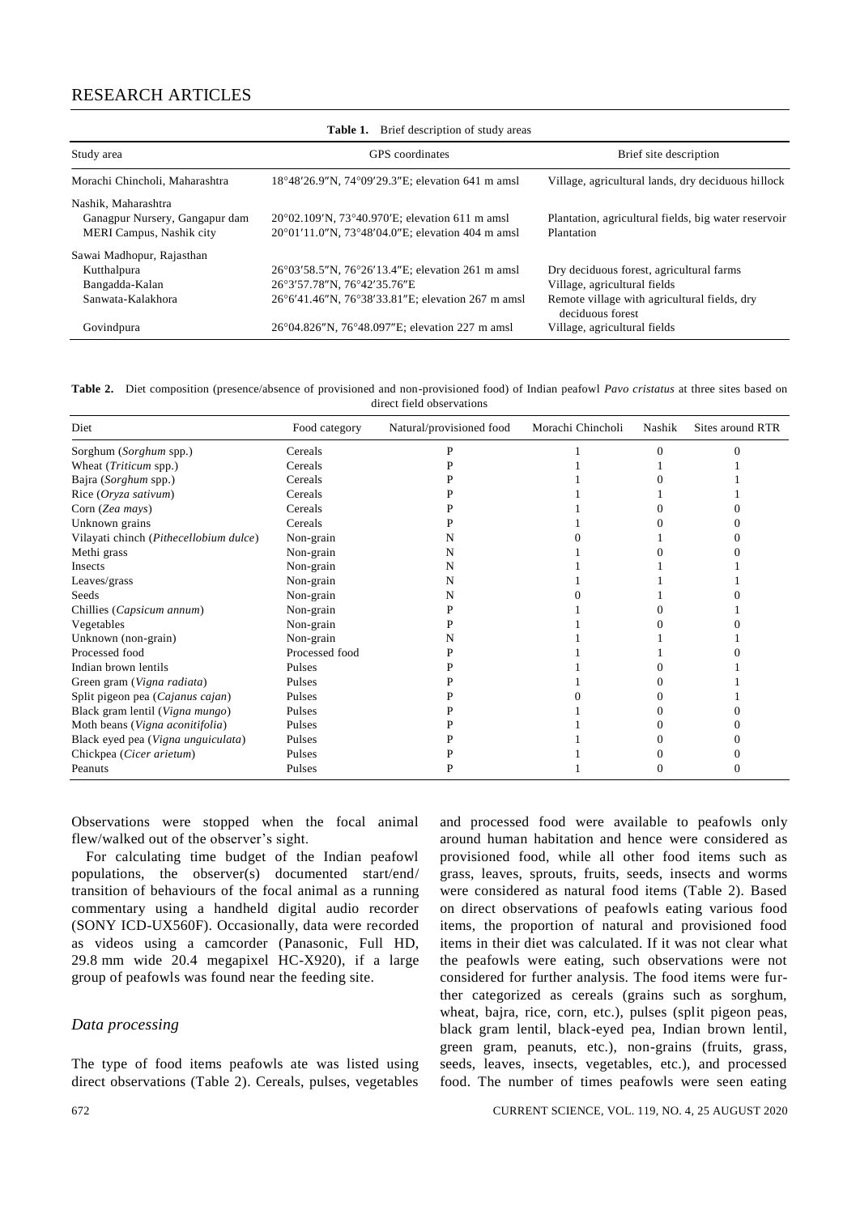**Table 1.** Brief description of study areas

| Study area | GPS coordinates | Brief site description |
|---|---|---|
| Morachi Chincholi, Maharashtra | 18°48′26.9″N, 74°09′29.3″E; elevation 641 m amsl | Village, agricultural lands, dry deciduous hillock |
| Nashik, Maharashtra | | |
| Ganagpur Nursery, Gangapur dam | 20°02.109′N, 73°40.970′E; elevation 611 m amsl | Plantation, agricultural fields, big water reservoir |
| MERI Campus, Nashik city | 20°01′11.0″N, 73°48′04.0″E; elevation 404 m amsl | Plantation |
| Sawai Madhopur, Rajasthan | | |
| Kutthalpura | 26°03′58.5″N, 76°26′13.4″E; elevation 261 m amsl | Dry deciduous forest, agricultural farms |
| Bangadda-Kalan | 26°3′57.78″N, 76°42′35.76″E | Village, agricultural fields |
| Sanwata-Kalakhora | 26°6′41.46″N, 76°38′33.81″E; elevation 267 m amsl | Remote village with agricultural fields, dry deciduous forest |
| Govindpura | 26°04.826″N, 76°48.097″E; elevation 227 m amsl | Village, agricultural fields |

**Table 2.** Diet composition (presence/absence of provisioned and non-provisioned food) of Indian peafowl *Pavo cristatus* at three sites based on direct field observations

| Diet | Food category | Natural/provisioned food | Morachi Chincholi | Nashik | Sites around RTR |
|---|---|---|---|---|---|
| Sorghum (*Sorghum* spp.) | Cereals | P | 1 | 0 | 0 |
| Wheat (*Triticum* spp.) | Cereals | P | 1 | 1 | 1 |
| Bajra (*Sorghum* spp.) | Cereals | P | 1 | 0 | 1 |
| Rice (*Oryza sativum*) | Cereals | P | 1 | 1 | 1 |
| Corn (*Zea mays*) | Cereals | P | 1 | 0 | 0 |
| Unknown grains | Cereals | P | 1 | 0 | 0 |
| Vilayati chinch (*Pithecellobium dulce*) | Non-grain | N | 0 | 1 | 0 |
| Methi grass | Non-grain | N | 1 | 0 | 0 |
| Insects | Non-grain | N | 1 | 1 | 1 |
| Leaves/grass | Non-grain | N | 1 | 1 | 1 |
| Seeds | Non-grain | N | 0 | 1 | 0 |
| Chillies (*Capsicum annum*) | Non-grain | P | 1 | 0 | 1 |
| Vegetables | Non-grain | P | 1 | 0 | 0 |
| Unknown (non-grain) | Non-grain | N | 1 | 1 | 1 |
| Processed food | Processed food | P | 1 | 1 | 0 |
| Indian brown lentils | Pulses | P | 1 | 0 | 1 |
| Green gram (*Vigna radiata*) | Pulses | P | 1 | 0 | 1 |
| Split pigeon pea (*Cajanus cajan*) | Pulses | P | 0 | 0 | 1 |
| Black gram lentil (*Vigna mungo*) | Pulses | P | 1 | 0 | 0 |
| Moth beans (*Vigna aconitifolia*) | Pulses | P | 1 | 0 | 0 |
| Black eyed pea (*Vigna unguiculata*) | Pulses | P | 1 | 0 | 0 |
| Chickpea (*Cicer arietum*) | Pulses | P | 1 | 0 | 0 |
| Peanuts | Pulses | P | 1 | 0 | 0 |

Observations were stopped when the focal animal flew/walked out of the observer's sight.

For calculating time budget of the Indian peafowl populations, the observer(s) documented start/end/transition of behaviours of the focal animal as a running commentary using a handheld digital audio recorder (SONY ICD-UX560F). Occasionally, data were recorded as videos using a camcorder (Panasonic, Full HD, 29.8 mm wide 20.4 megapixel HC-X920), if a large group of peafowls was found near the feeding site.

## *Data processing*

The type of food items peafowls ate was listed using direct observations (Table 2). Cereals, pulses, vegetables and processed food were available to peafowls only around human habitation and hence were considered as provisioned food, while all other food items such as grass, leaves, sprouts, fruits, seeds, insects and worms were considered as natural food items (Table 2). Based on direct observations of peafowls eating various food items, the proportion of natural and provisioned food items in their diet was calculated. If it was not clear what the peafowls were eating, such observations were not considered for further analysis. The food items were further categorized as cereals (grains such as sorghum, wheat, bajra, rice, corn, etc.), pulses (split pigeon peas, black gram lentil, black-eyed pea, Indian brown lentil, green gram, peanuts, etc.), non-grains (fruits, grass, seeds, leaves, insects, vegetables, etc.), and processed food. The number of times peafowls were seen eating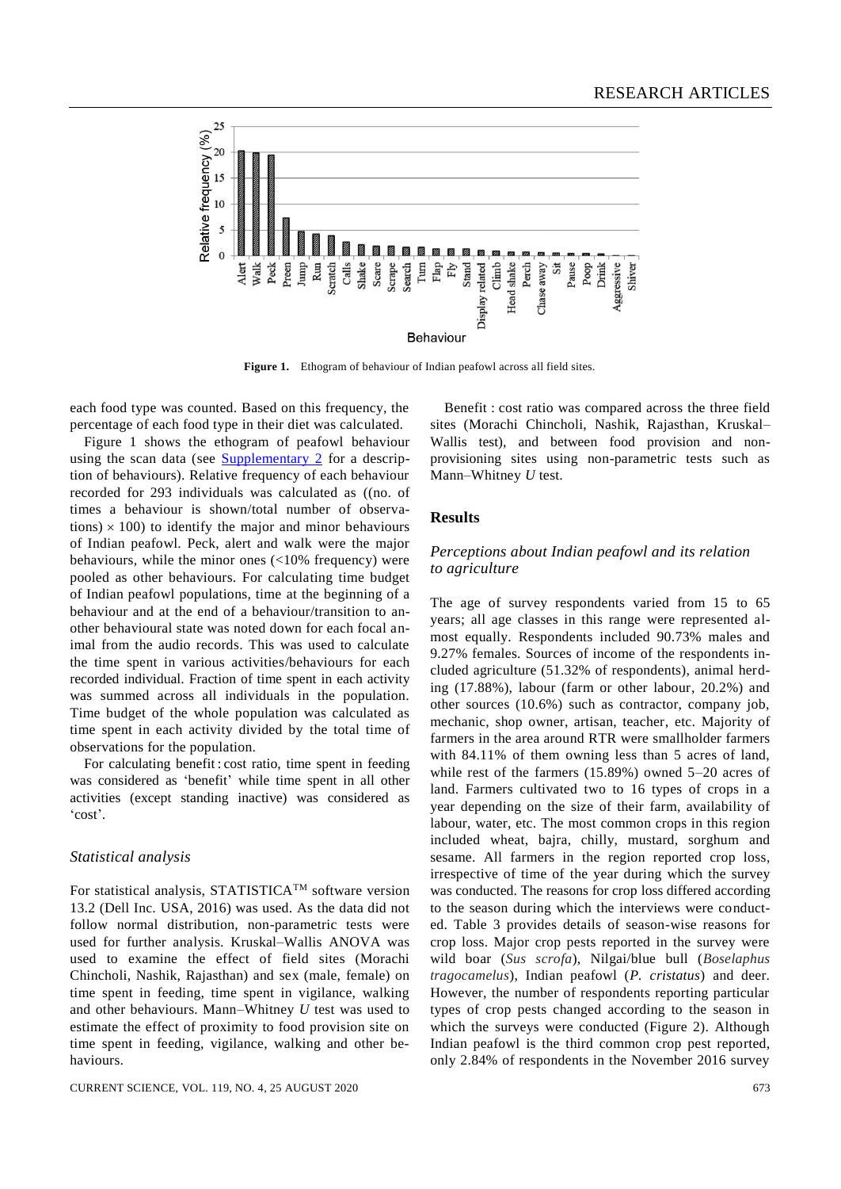**Figure 1.** Ethogram of behaviour of Indian peafowl across all field sites.

each food type was counted. Based on this frequency, the percentage of each food type in their diet was calculated.

Figure 1 shows the ethogram of peafowl behaviour using the scan data (see Supplementary 2 for a description of behaviours). Relative frequency of each behaviour recorded for 293 individuals was calculated as ((no. of times a behaviour is shown/total number of observations) $\times$ 100) to identify the major and minor behaviours of Indian peafowl. Peck, alert and walk were the major behaviours, while the minor ones (<10% frequency) were pooled as other behaviours. For calculating time budget of Indian peafowl populations, time at the beginning of a behaviour and at the end of a behaviour/transition to another behavioural state was noted down for each focal animal from the audio records. This was used to calculate the time spent in various activities/behaviours for each recorded individual. Fraction of time spent in each activity was summed across all individuals in the population. Time budget of the whole population was calculated as time spent in each activity divided by the total time of observations for the population.

For calculating benefit : cost ratio, time spent in feeding was considered as 'benefit' while time spent in all other activities (except standing inactive) was considered as 'cost'.

### *Statistical analysis*

For statistical analysis, STATISTICA™ software version 13.2 (Dell Inc. USA, 2016) was used. As the data did not follow normal distribution, non-parametric tests were used for further analysis. Kruskal–Wallis ANOVA was used to examine the effect of field sites (Morachi Chincholi, Nashik, Rajasthan) and sex (male, female) on time spent in feeding, time spent in vigilance, walking and other behaviours. Mann–Whitney *U* test was used to estimate the effect of proximity to food provision site on time spent in feeding, vigilance, walking and other behaviours.

Benefit : cost ratio was compared across the three field sites (Morachi Chincholi, Nashik, Rajasthan, Kruskal–Wallis test), and between food provision and non-provisioning sites using non-parametric tests such as Mann–Whitney *U* test.

## Results

### *Perceptions about Indian peafowl and its relation to agriculture*

The age of survey respondents varied from 15 to 65 years; all age classes in this range were represented almost equally. Respondents included 90.73% males and 9.27% females. Sources of income of the respondents included agriculture (51.32% of respondents), animal herding (17.88%), labour (farm or other labour, 20.2%) and other sources (10.6%) such as contractor, company job, mechanic, shop owner, artisan, teacher, etc. Majority of farmers in the area around RTR were smallholder farmers with 84.11% of them owning less than 5 acres of land, while rest of the farmers (15.89%) owned 5–20 acres of land. Farmers cultivated two to 16 types of crops in a year depending on the size of their farm, availability of labour, water, etc. The most common crops in this region included wheat, bajra, chilly, mustard, sorghum and sesame. All farmers in the region reported crop loss, irrespective of time of the year during which the survey was conducted. The reasons for crop loss differed according to the season during which the interviews were conducted. Table 3 provides details of season-wise reasons for crop loss. Major crop pests reported in the survey were wild boar (*Sus scrofa*), Nilgai/blue bull (*Boselaphus tragocamelus*), Indian peafowl (*P. cristatus*) and deer. However, the number of respondents reporting particular types of crop pests changed according to the season in which the surveys were conducted (Figure 2). Although Indian peafowl is the third common crop pest reported, only 2.84% of respondents in the November 2016 survey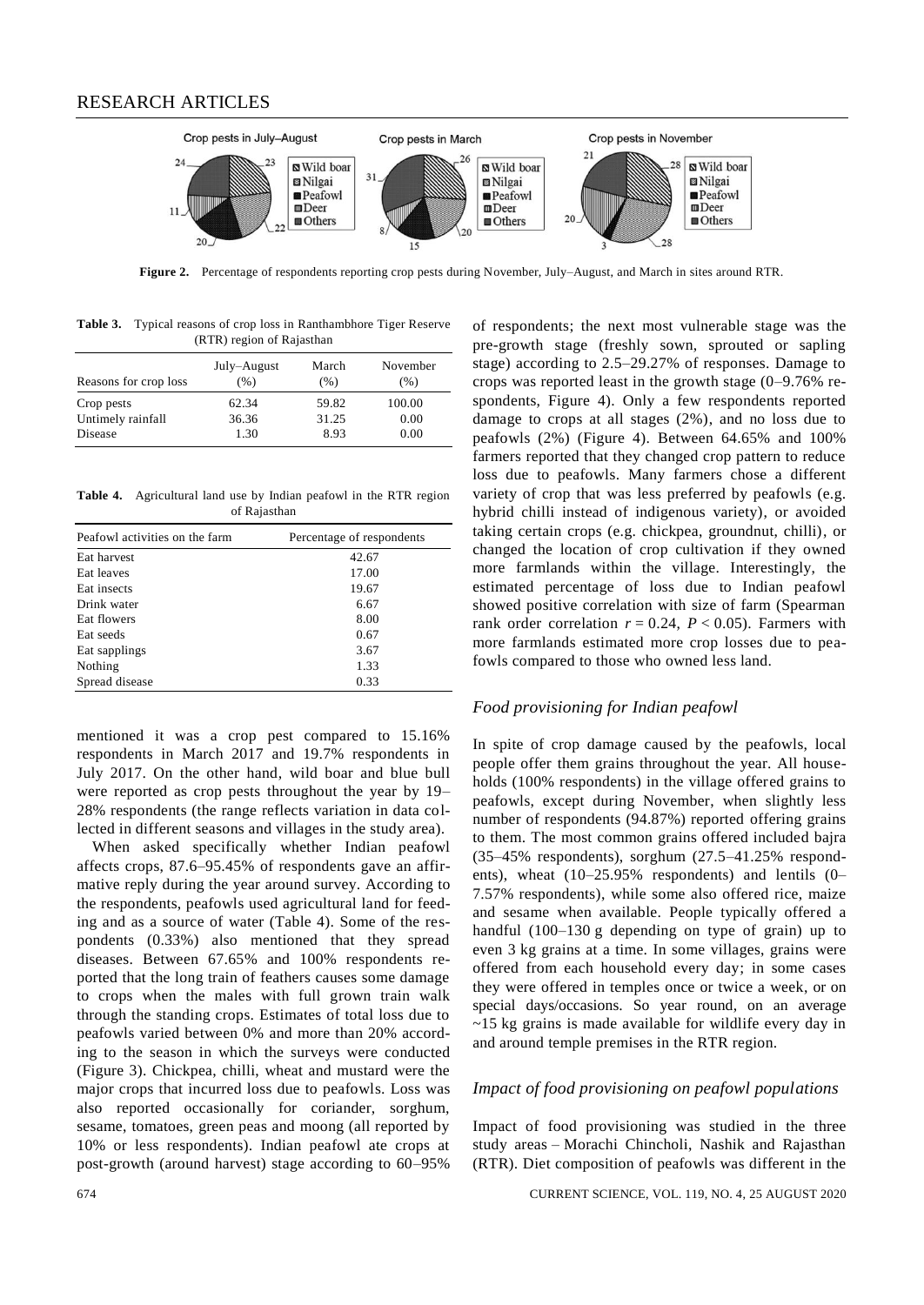Figure 2. Percentage of respondents reporting crop pests during November, July–August, and March in sites around RTR.

**Table 3.** Typical reasons of crop loss in Ranthambhore Tiger Reserve (RTR) region of Rajasthan

| Reasons for crop loss | July–August (%) | March (%) | November (%) |
|---|---|---|---|
| Crop pests | 62.34 | 59.82 | 100.00 |
| Untimely rainfall | 36.36 | 31.25 | 0.00 |
| Disease | 1.30 | 8.93 | 0.00 |

**Table 4.** Agricultural land use by Indian peafowl in the RTR region of Rajasthan

| Peafowl activities on the farm | Percentage of respondents |
|---|---|
| Eat harvest | 42.67 |
| Eat leaves | 17.00 |
| Eat insects | 19.67 |
| Drink water | 6.67 |
| Eat flowers | 8.00 |
| Eat seeds | 0.67 |
| Eat sapplings | 3.67 |
| Nothing | 1.33 |
| Spread disease | 0.33 |

mentioned it was a crop pest compared to 15.16% respondents in March 2017 and 19.7% respondents in July 2017. On the other hand, wild boar and blue bull were reported as crop pests throughout the year by 19–28% respondents (the range reflects variation in data collected in different seasons and villages in the study area).

When asked specifically whether Indian peafowl affects crops, 87.6–95.45% of respondents gave an affirmative reply during the year around survey. According to the respondents, peafowls used agricultural land for feeding and as a source of water (Table 4). Some of the respondents (0.33%) also mentioned that they spread diseases. Between 67.65% and 100% respondents reported that the long train of feathers causes some damage to crops when the males with full grown train walk through the standing crops. Estimates of total loss due to peafowls varied between 0% and more than 20% according to the season in which the surveys were conducted (Figure 3). Chickpea, chilli, wheat and mustard were the major crops that incurred loss due to peafowls. Loss was also reported occasionally for coriander, sorghum, sesame, tomatoes, green peas and moong (all reported by 10% or less respondents). Indian peafowl ate crops at post-growth (around harvest) stage according to 60–95% of respondents; the next most vulnerable stage was the pre-growth stage (freshly sown, sprouted or sapling stage) according to 2.5–29.27% of responses. Damage to crops was reported least in the growth stage (0–9.76% respondents, Figure 4). Only a few respondents reported damage to crops at all stages (2%), and no loss due to peafowls (2%) (Figure 4). Between 64.65% and 100% farmers reported that they changed crop pattern to reduce loss due to peafowls. Many farmers chose a different variety of crop that was less preferred by peafowls (e.g. hybrid chilli instead of indigenous variety), or avoided taking certain crops (e.g. chickpea, groundnut, chilli), or changed the location of crop cultivation if they owned more farmlands within the village. Interestingly, the estimated percentage of loss due to Indian peafowl showed positive correlation with size of farm (Spearman rank order correlation $r = 0.24$, $P < 0.05$). Farmers with more farmlands estimated more crop losses due to peafowls compared to those who owned less land.

### *Food provisioning for Indian peafowl*

In spite of crop damage caused by the peafowls, local people offer them grains throughout the year. All households (100% respondents) in the village offered grains to peafowls, except during November, when slightly less number of respondents (94.87%) reported offering grains to them. The most common grains offered included bajra (35–45% respondents), sorghum (27.5–41.25% respondents), wheat (10–25.95% respondents) and lentils (0–7.57% respondents), while some also offered rice, maize and sesame when available. People typically offered a handful (100–130 g depending on type of grain) up to even 3 kg grains at a time. In some villages, grains were offered from each household every day; in some cases they were offered in temples once or twice a week, or on special days/occasions. So year round, on an average ~15 kg grains is made available for wildlife every day in and around temple premises in the RTR region.

### *Impact of food provisioning on peafowl populations*

Impact of food provisioning was studied in the three study areas – Morachi Chincholi, Nashik and Rajasthan (RTR). Diet composition of peafowls was different in the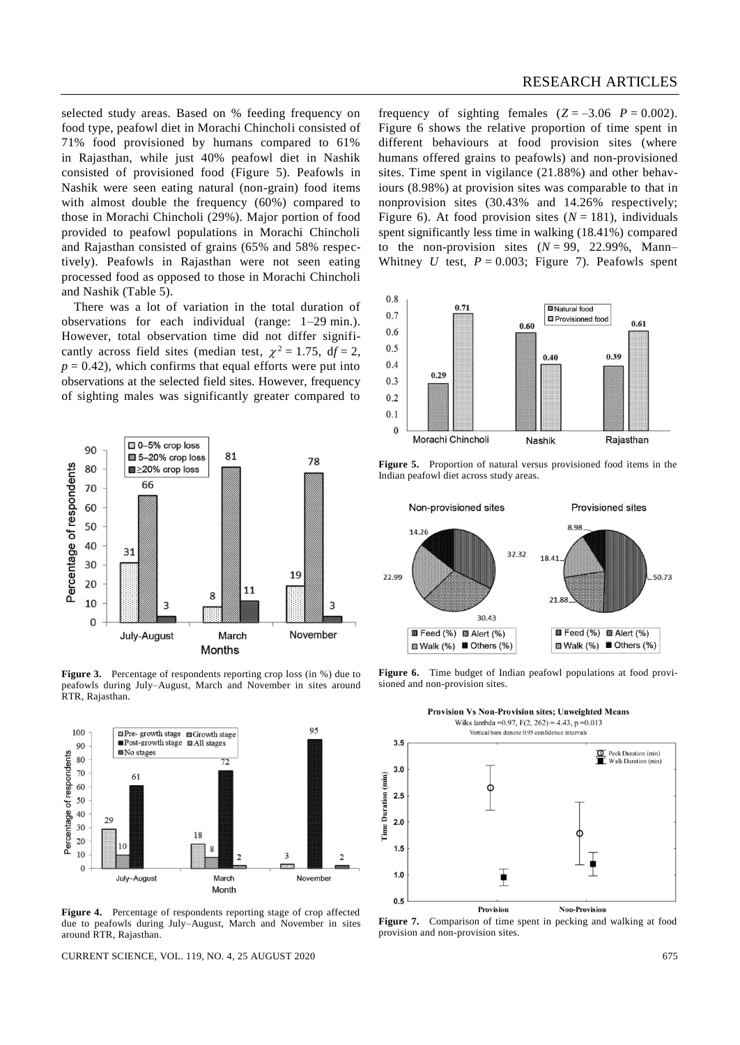selected study areas. Based on % feeding frequency on food type, peafowl diet in Morachi Chincholi consisted of 71% food provisioned by humans compared to 61% in Rajasthan, while just 40% peafowl diet in Nashik consisted of provisioned food (Figure 5). Peafowls in Nashik were seen eating natural (non-grain) food items with almost double the frequency (60%) compared to those in Morachi Chincholi (29%). Major portion of food provided to peafowl populations in Morachi Chincholi and Rajasthan consisted of grains (65% and 58% respectively). Peafowls in Rajasthan were not seen eating processed food as opposed to those in Morachi Chincholi and Nashik (Table 5).

There was a lot of variation in the total duration of observations for each individual (range: 1–29 min.). However, total observation time did not differ significantly across field sites (median test, $\chi^2 = 1.75$, d$f = 2$, $p = 0.42$), which confirms that equal efforts were put into observations at the selected field sites. However, frequency of sighting males was significantly greater compared to frequency of sighting females ($Z = -3.06$ $P = 0.002$). Figure 6 shows the relative proportion of time spent in different behaviours at food provision sites (where humans offered grains to peafowls) and non-provisioned sites. Time spent in vigilance (21.88%) and other behaviours (8.98%) at provision sites was comparable to that in nonprovision sites (30.43% and 14.26% respectively; Figure 6). At food provision sites ($N = 181$), individuals spent significantly less time in walking (18.41%) compared to the non-provision sites ($N = 99$, 22.99%, Mann–Whitney $U$ test, $P = 0.003$; Figure 7). Peafowls spent

**Figure 3.** Percentage of respondents reporting crop loss (in %) due to peafowls during July–August, March and November in sites around RTR, Rajasthan.

**Figure 4.** Percentage of respondents reporting stage of crop affected due to peafowls during July–August, March and November in sites around RTR, Rajasthan.

**Figure 5.** Proportion of natural versus provisioned food items in the Indian peafowl diet across study areas.

**Figure 6.** Time budget of Indian peafowl populations at food provisioned and non-provision sites.

**Figure 7.** Comparison of time spent in pecking and walking at food provision and non-provision sites.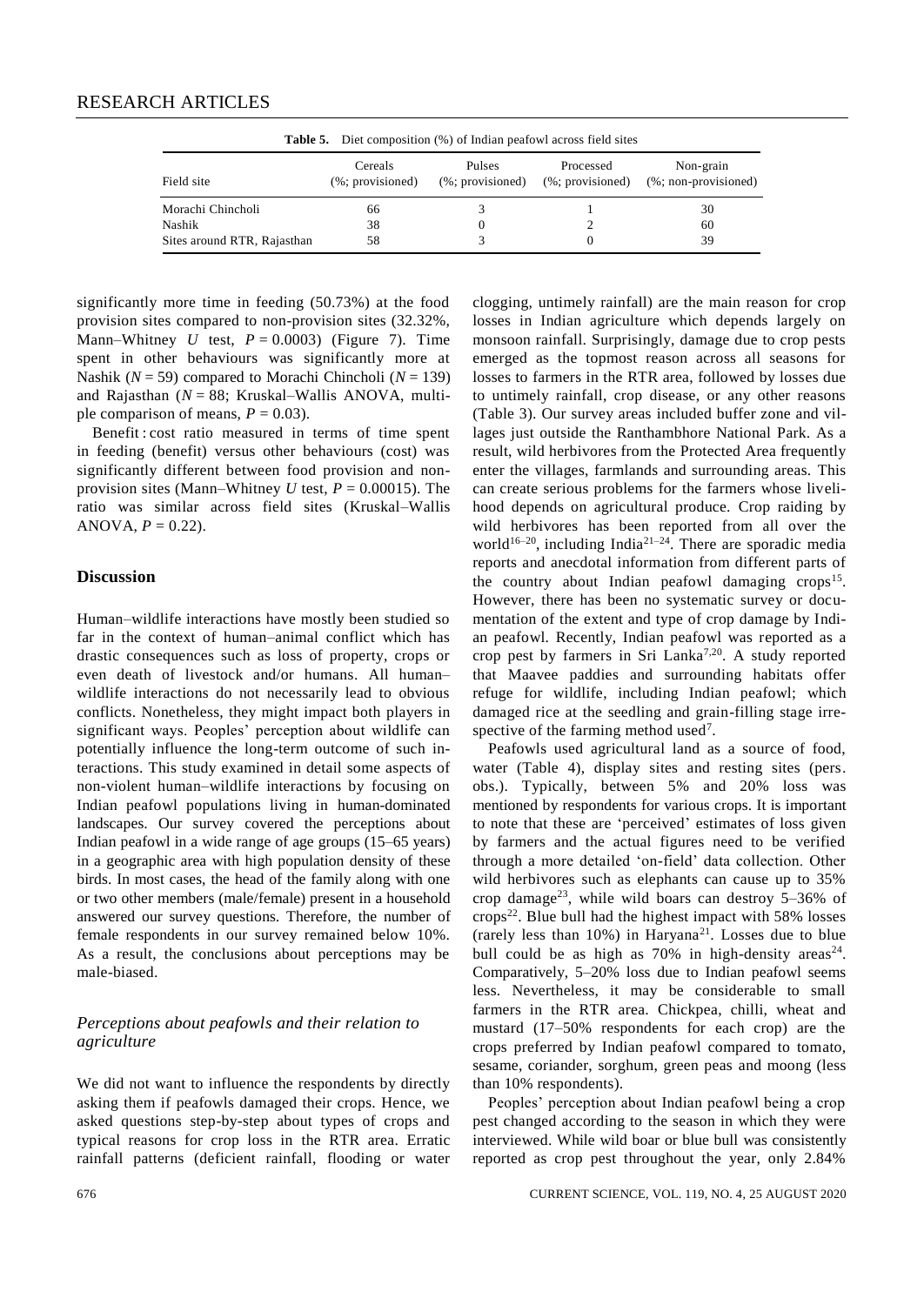**Table 5.** Diet composition (%) of Indian peafowl across field sites

| Field site | Cereals (%; provisioned) | Pulses (%; provisioned) | Processed (%; provisioned) | Non-grain (%; non-provisioned) |
|---|---|---|---|---|
| Morachi Chincholi | 66 | 3 | 1 | 30 |
| Nashik | 38 | 0 | 2 | 60 |
| Sites around RTR, Rajasthan | 58 | 3 | 0 | 39 |

significantly more time in feeding (50.73%) at the food provision sites compared to non-provision sites (32.32%, Mann–Whitney *U* test, $P = 0.0003$) (Figure 7). Time spent in other behaviours was significantly more at Nashik ($N = 59$) compared to Morachi Chincholi ($N = 139$) and Rajasthan ($N = 88$; Kruskal–Wallis ANOVA, multiple comparison of means, $P = 0.03$).

Benefit : cost ratio measured in terms of time spent in feeding (benefit) versus other behaviours (cost) was significantly different between food provision and non-provision sites (Mann–Whitney *U* test, $P = 0.00015$). The ratio was similar across field sites (Kruskal–Wallis ANOVA, $P = 0.22$).

## Discussion

Human–wildlife interactions have mostly been studied so far in the context of human–animal conflict which has drastic consequences such as loss of property, crops or even death of livestock and/or humans. All human–wildlife interactions do not necessarily lead to obvious conflicts. Nonetheless, they might impact both players in significant ways. Peoples' perception about wildlife can potentially influence the long-term outcome of such interactions. This study examined in detail some aspects of non-violent human–wildlife interactions by focusing on Indian peafowl populations living in human-dominated landscapes. Our survey covered the perceptions about Indian peafowl in a wide range of age groups (15–65 years) in a geographic area with high population density of these birds. In most cases, the head of the family along with one or two other members (male/female) present in a household answered our survey questions. Therefore, the number of female respondents in our survey remained below 10%. As a result, the conclusions about perceptions may be male-biased.

### *Perceptions about peafowls and their relation to agriculture*

We did not want to influence the respondents by directly asking them if peafowls damaged their crops. Hence, we asked questions step-by-step about types of crops and typical reasons for crop loss in the RTR area. Erratic rainfall patterns (deficient rainfall, flooding or water clogging, untimely rainfall) are the main reason for crop losses in Indian agriculture which depends largely on monsoon rainfall. Surprisingly, damage due to crop pests emerged as the topmost reason across all seasons for losses to farmers in the RTR area, followed by losses due to untimely rainfall, crop disease, or any other reasons (Table 3). Our survey areas included buffer zone and villages just outside the Ranthambhore National Park. As a result, wild herbivores from the Protected Area frequently enter the villages, farmlands and surrounding areas. This can create serious problems for the farmers whose livelihood depends on agricultural produce. Crop raiding by wild herbivores has been reported from all over the world[16–20], including India[21–24]. There are sporadic media reports and anecdotal information from different parts of the country about Indian peafowl damaging crops[15]. However, there has been no systematic survey or documentation of the extent and type of crop damage by Indian peafowl. Recently, Indian peafowl was reported as a crop pest by farmers in Sri Lanka[7,20]. A study reported that Maavee paddies and surrounding habitats offer refuge for wildlife, including Indian peafowl; which damaged rice at the seedling and grain-filling stage irrespective of the farming method used[7].

Peafowls used agricultural land as a source of food, water (Table 4), display sites and resting sites (pers. obs.). Typically, between 5% and 20% loss was mentioned by respondents for various crops. It is important to note that these are 'perceived' estimates of loss given by farmers and the actual figures need to be verified through a more detailed 'on-field' data collection. Other wild herbivores such as elephants can cause up to 35% crop damage[23], while wild boars can destroy 5–36% of crops[22]. Blue bull had the highest impact with 58% losses (rarely less than 10%) in Haryana[21]. Losses due to blue bull could be as high as 70% in high-density areas[24]. Comparatively, 5–20% loss due to Indian peafowl seems less. Nevertheless, it may be considerable to small farmers in the RTR area. Chickpea, chilli, wheat and mustard (17–50% respondents for each crop) are the crops preferred by Indian peafowl compared to tomato, sesame, coriander, sorghum, green peas and moong (less than 10% respondents).

Peoples' perception about Indian peafowl being a crop pest changed according to the season in which they were interviewed. While wild boar or blue bull was consistently reported as crop pest throughout the year, only 2.84%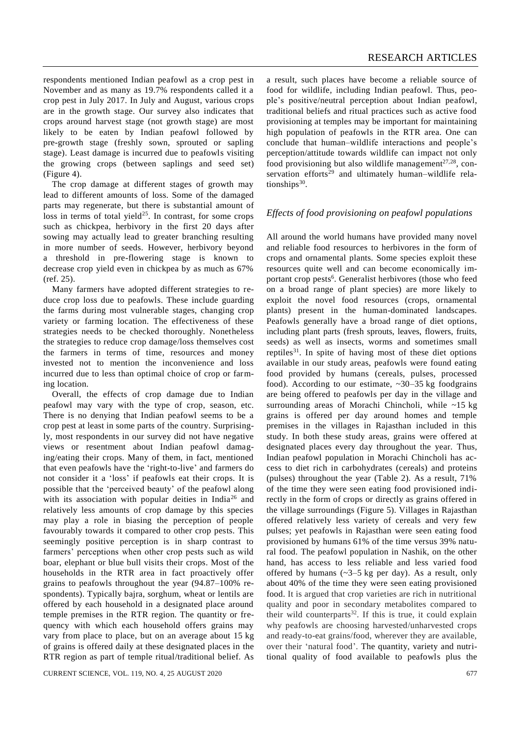respondents mentioned Indian peafowl as a crop pest in November and as many as 19.7% respondents called it a crop pest in July 2017. In July and August, various crops are in the growth stage. Our survey also indicates that crops around harvest stage (not growth stage) are most likely to be eaten by Indian peafowl followed by pre-growth stage (freshly sown, sprouted or sapling stage). Least damage is incurred due to peafowls visiting the growing crops (between saplings and seed set) (Figure 4).

The crop damage at different stages of growth may lead to different amounts of loss. Some of the damaged parts may regenerate, but there is substantial amount of loss in terms of total yield[25]. In contrast, for some crops such as chickpea, herbivory in the first 20 days after sowing may actually lead to greater branching resulting in more number of seeds. However, herbivory beyond a threshold in pre-flowering stage is known to decrease crop yield even in chickpea by as much as 67% (ref. 25).

Many farmers have adopted different strategies to reduce crop loss due to peafowls. These include guarding the farms during most vulnerable stages, changing crop variety or farming location. The effectiveness of these strategies needs to be checked thoroughly. Nonetheless the strategies to reduce crop damage/loss themselves cost the farmers in terms of time, resources and money invested not to mention the inconvenience and loss incurred due to less than optimal choice of crop or farming location.

Overall, the effects of crop damage due to Indian peafowl may vary with the type of crop, season, etc. There is no denying that Indian peafowl seems to be a crop pest at least in some parts of the country. Surprisingly, most respondents in our survey did not have negative views or resentment about Indian peafowl damaging/eating their crops. Many of them, in fact, mentioned that even peafowls have the 'right-to-live' and farmers do not consider it a 'loss' if peafowls eat their crops. It is possible that the 'perceived beauty' of the peafowl along with its association with popular deities in India[26] and relatively less amounts of crop damage by this species may play a role in biasing the perception of people favourably towards it compared to other crop pests. This seemingly positive perception is in sharp contrast to farmers' perceptions when other crop pests such as wild boar, elephant or blue bull visits their crops. Most of the households in the RTR area in fact proactively offer grains to peafowls throughout the year (94.87–100% respondents). Typically bajra, sorghum, wheat or lentils are offered by each household in a designated place around temple premises in the RTR region. The quantity or frequency with which each household offers grains may vary from place to place, but on an average about 15 kg of grains is offered daily at these designated places in the RTR region as part of temple ritual/traditional belief. As a result, such places have become a reliable source of food for wildlife, including Indian peafowl. Thus, people's positive/neutral perception about Indian peafowl, traditional beliefs and ritual practices such as active food provisioning at temples may be important for maintaining high population of peafowls in the RTR area. One can conclude that human–wildlife interactions and people's perception/attitude towards wildlife can impact not only food provisioning but also wildlife management[27,28], conservation efforts[29] and ultimately human–wildlife relationships[30].

### *Effects of food provisioning on peafowl populations*

All around the world humans have provided many novel and reliable food resources to herbivores in the form of crops and ornamental plants. Some species exploit these resources quite well and can become economically important crop pests[6]. Generalist herbivores (those who feed on a broad range of plant species) are more likely to exploit the novel food resources (crops, ornamental plants) present in the human-dominated landscapes. Peafowls generally have a broad range of diet options, including plant parts (fresh sprouts, leaves, flowers, fruits, seeds) as well as insects, worms and sometimes small reptiles[31]. In spite of having most of these diet options available in our study areas, peafowls were found eating food provided by humans (cereals, pulses, processed food). According to our estimate, ~30–35 kg foodgrains are being offered to peafowls per day in the village and surrounding areas of Morachi Chincholi, while ~15 kg grains is offered per day around homes and temple premises in the villages in Rajasthan included in this study. In both these study areas, grains were offered at designated places every day throughout the year. Thus, Indian peafowl population in Morachi Chincholi has access to diet rich in carbohydrates (cereals) and proteins (pulses) throughout the year (Table 2). As a result, 71% of the time they were seen eating food provisioned indirectly in the form of crops or directly as grains offered in the village surroundings (Figure 5). Villages in Rajasthan offered relatively less variety of cereals and very few pulses; yet peafowls in Rajasthan were seen eating food provisioned by humans 61% of the time versus 39% natural food. The peafowl population in Nashik, on the other hand, has access to less reliable and less varied food offered by humans (~3–5 kg per day). As a result, only about 40% of the time they were seen eating provisioned food. It is argued that crop varieties are rich in nutritional quality and poor in secondary metabolites compared to their wild counterparts[32]. If this is true, it could explain why peafowls are choosing harvested/unharvested crops and ready-to-eat grains/food, wherever they are available, over their 'natural food'. The quantity, variety and nutritional quality of food available to peafowls plus the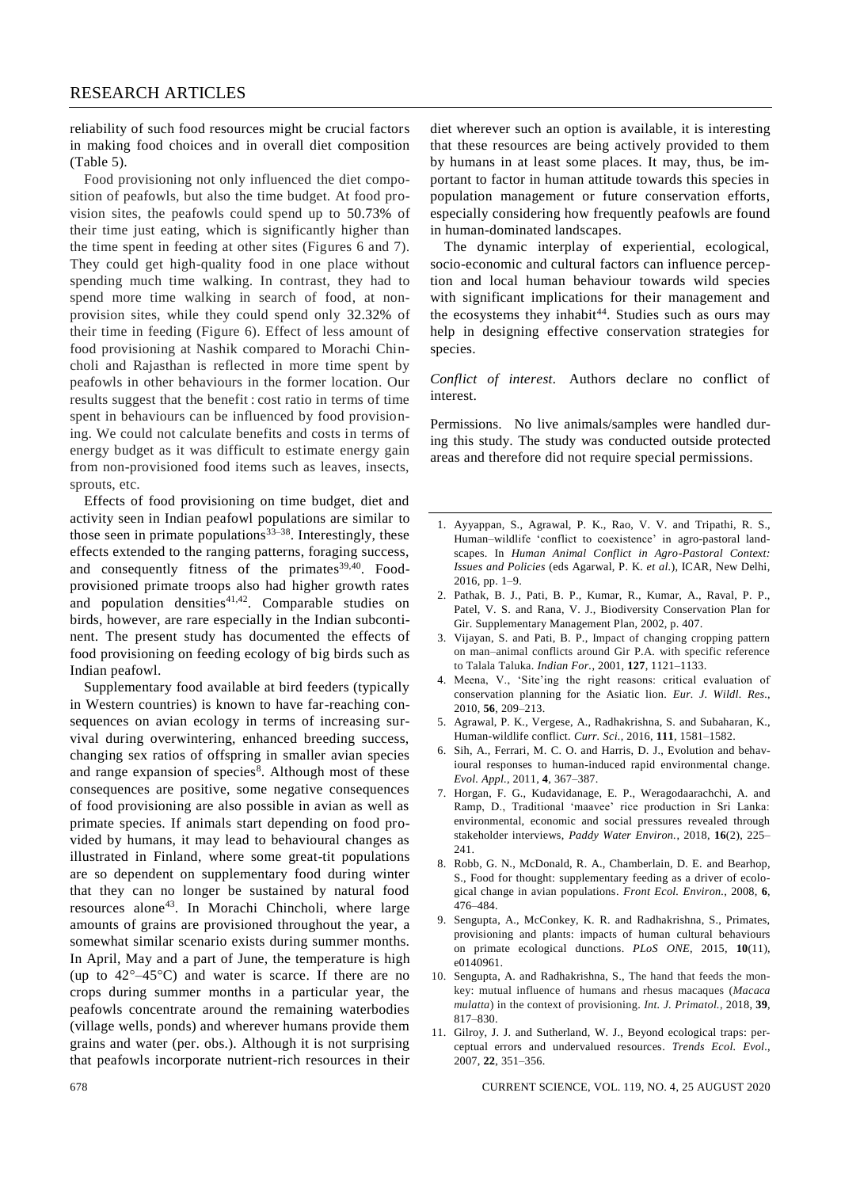reliability of such food resources might be crucial factors in making food choices and in overall diet composition (Table 5).

Food provisioning not only influenced the diet composition of peafowls, but also the time budget. At food provision sites, the peafowls could spend up to 50.73% of their time just eating, which is significantly higher than the time spent in feeding at other sites (Figures 6 and 7). They could get high-quality food in one place without spending much time walking. In contrast, they had to spend more time walking in search of food, at non-provision sites, while they could spend only 32.32% of their time in feeding (Figure 6). Effect of less amount of food provisioning at Nashik compared to Morachi Chincholi and Rajasthan is reflected in more time spent by peafowls in other behaviours in the former location. Our results suggest that the benefit : cost ratio in terms of time spent in behaviours can be influenced by food provisioning. We could not calculate benefits and costs in terms of energy budget as it was difficult to estimate energy gain from non-provisioned food items such as leaves, insects, sprouts, etc.

Effects of food provisioning on time budget, diet and activity seen in Indian peafowl populations are similar to those seen in primate populations[33–38]. Interestingly, these effects extended to the ranging patterns, foraging success, and consequently fitness of the primates[39,40]. Food-provisioned primate troops also had higher growth rates and population densities[41,42]. Comparable studies on birds, however, are rare especially in the Indian subcontinent. The present study has documented the effects of food provisioning on feeding ecology of big birds such as Indian peafowl.

Supplementary food available at bird feeders (typically in Western countries) is known to have far-reaching consequences on avian ecology in terms of increasing survival during overwintering, enhanced breeding success, changing sex ratios of offspring in smaller avian species and range expansion of species[8]. Although most of these consequences are positive, some negative consequences of food provisioning are also possible in avian as well as primate species. If animals start depending on food provided by humans, it may lead to behavioural changes as illustrated in Finland, where some great-tit populations are so dependent on supplementary food during winter that they can no longer be sustained by natural food resources alone[43]. In Morachi Chincholi, where large amounts of grains are provisioned throughout the year, a somewhat similar scenario exists during summer months. In April, May and a part of June, the temperature is high (up to 42°–45°C) and water is scarce. If there are no crops during summer months in a particular year, the peafowls concentrate around the remaining waterbodies (village wells, ponds) and wherever humans provide them grains and water (per. obs.). Although it is not surprising that peafowls incorporate nutrient-rich resources in their diet wherever such an option is available, it is interesting that these resources are being actively provided to them by humans in at least some places. It may, thus, be important to factor in human attitude towards this species in population management or future conservation efforts, especially considering how frequently peafowls are found in human-dominated landscapes.

The dynamic interplay of experiential, ecological, socio-economic and cultural factors can influence perception and local human behaviour towards wild species with significant implications for their management and the ecosystems they inhabit[44]. Studies such as ours may help in designing effective conservation strategies for species.

*Conflict of interest.* Authors declare no conflict of interest.

Permissions. No live animals/samples were handled during this study. The study was conducted outside protected areas and therefore did not require special permissions.

---

1. Ayyappan, S., Agrawal, P. K., Rao, V. V. and Tripathi, R. S., Human–wildlife 'conflict to coexistence' in agro-pastoral landscapes. In *Human Animal Conflict in Agro-Pastoral Context: Issues and Policies* (eds Agarwal, P. K. *et al.*), ICAR, New Delhi, 2016, pp. 1–9.
2. Pathak, B. J., Pati, B. P., Kumar, R., Kumar, A., Raval, P. P., Patel, V. S. and Rana, V. J., Biodiversity Conservation Plan for Gir. Supplementary Management Plan, 2002, p. 407.
3. Vijayan, S. and Pati, B. P., Impact of changing cropping pattern on man–animal conflicts around Gir P.A. with specific reference to Talala Taluka. *Indian For.*, 2001, **127**, 1121–1133.
4. Meena, V., 'Site'ing the right reasons: critical evaluation of conservation planning for the Asiatic lion. *Eur. J. Wildl. Res.*, 2010, **56**, 209–213.
5. Agrawal, P. K., Vergese, A., Radhakrishna, S. and Subaharan, K., Human-wildlife conflict. *Curr. Sci.*, 2016, **111**, 1581–1582.
6. Sih, A., Ferrari, M. C. O. and Harris, D. J., Evolution and behavioural responses to human-induced rapid environmental change. *Evol. Appl.*, 2011, **4**, 367–387.
7. Horgan, F. G., Kudavidanage, E. P., Weragodaarachchi, A. and Ramp, D., Traditional 'maavee' rice production in Sri Lanka: environmental, economic and social pressures revealed through stakeholder interviews, *Paddy Water Environ.*, 2018, **16**(2), 225–241.
8. Robb, G. N., McDonald, R. A., Chamberlain, D. E. and Bearhop, S., Food for thought: supplementary feeding as a driver of ecological change in avian populations. *Front Ecol. Environ.*, 2008, **6**, 476–484.
9. Sengupta, A., McConkey, K. R. and Radhakrishna, S., Primates, provisioning and plants: impacts of human cultural behaviours on primate ecological dunctions. *PLoS ONE*, 2015, **10**(11), e0140961.
10. Sengupta, A. and Radhakrishna, S., The hand that feeds the monkey: mutual influence of humans and rhesus macaques (*Macaca mulatta*) in the context of provisioning. *Int. J. Primatol.*, 2018, **39**, 817–830.
11. Gilroy, J. J. and Sutherland, W. J., Beyond ecological traps: perceptual errors and undervalued resources. *Trends Ecol. Evol.*, 2007, **22**, 351–356.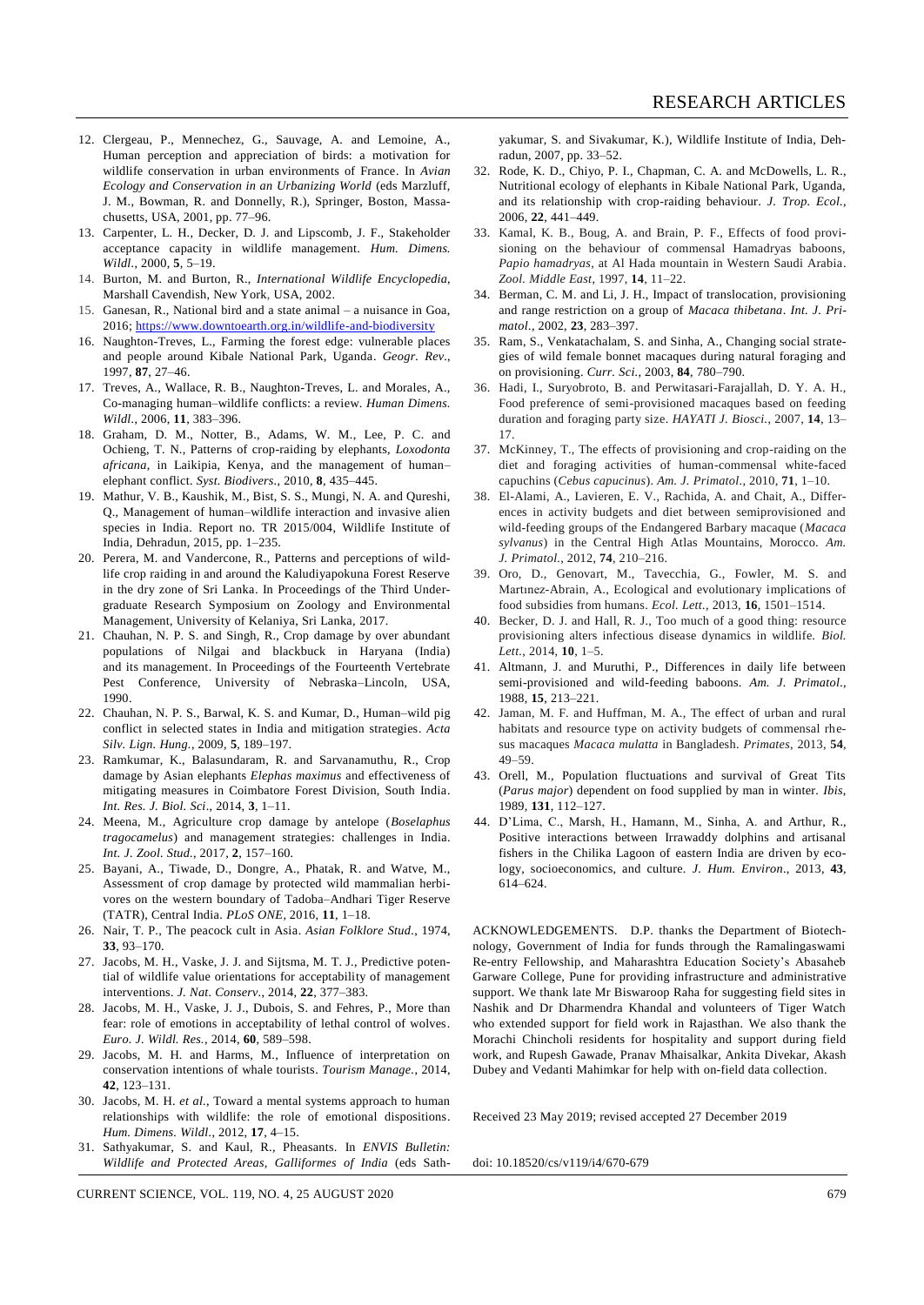12. Clergeau, P., Mennechez, G., Sauvage, A. and Lemoine, A., Human perception and appreciation of birds: a motivation for wildlife conservation in urban environments of France. In *Avian Ecology and Conservation in an Urbanizing World* (eds Marzluff, J. M., Bowman, R. and Donnelly, R.), Springer, Boston, Massachusetts, USA, 2001, pp. 77–96.
13. Carpenter, L. H., Decker, D. J. and Lipscomb, J. F., Stakeholder acceptance capacity in wildlife management. *Hum. Dimens. Wildl.*, 2000, **5**, 5–19.
14. Burton, M. and Burton, R., *International Wildlife Encyclopedia*, Marshall Cavendish, New York, USA, 2002.
15. Ganesan, R., National bird and a state animal – a nuisance in Goa, 2016; https://www.downtoearth.org.in/wildlife-and-biodiversity
16. Naughton-Treves, L., Farming the forest edge: vulnerable places and people around Kibale National Park, Uganda. *Geogr. Rev.*, 1997, **87**, 27–46.
17. Treves, A., Wallace, R. B., Naughton-Treves, L. and Morales, A., Co-managing human–wildlife conflicts: a review. *Human Dimens. Wildl.*, 2006, **11**, 383–396.
18. Graham, D. M., Notter, B., Adams, W. M., Lee, P. C. and Ochieng, T. N., Patterns of crop-raiding by elephants, *Loxodonta africana*, in Laikipia, Kenya, and the management of human–elephant conflict. *Syst. Biodivers.*, 2010, **8**, 435–445.
19. Mathur, V. B., Kaushik, M., Bist, S. S., Mungi, N. A. and Qureshi, Q., Management of human–wildlife interaction and invasive alien species in India. Report no. TR 2015/004, Wildlife Institute of India, Dehradun, 2015, pp. 1–235.
20. Perera, M. and Vandercone, R., Patterns and perceptions of wildlife crop raiding in and around the Kaludiyapokuna Forest Reserve in the dry zone of Sri Lanka. In Proceedings of the Third Undergraduate Research Symposium on Zoology and Environmental Management, University of Kelaniya, Sri Lanka, 2017.
21. Chauhan, N. P. S. and Singh, R., Crop damage by over abundant populations of Nilgai and blackbuck in Haryana (India) and its management. In Proceedings of the Fourteenth Vertebrate Pest Conference, University of Nebraska–Lincoln, USA, 1990.
22. Chauhan, N. P. S., Barwal, K. S. and Kumar, D., Human–wild pig conflict in selected states in India and mitigation strategies. *Acta Silv. Lign. Hung.*, 2009, **5**, 189–197.
23. Ramkumar, K., Balasundaram, R. and Sarvanamuthu, R., Crop damage by Asian elephants *Elephas maximus* and effectiveness of mitigating measures in Coimbatore Forest Division, South India. *Int. Res. J. Biol. Sci.*, 2014, **3**, 1–11.
24. Meena, M., Agriculture crop damage by antelope (*Boselaphus tragocamelus*) and management strategies: challenges in India. *Int. J. Zool. Stud.*, 2017, **2**, 157–160.
25. Bayani, A., Tiwade, D., Dongre, A., Phatak, R. and Watve, M., Assessment of crop damage by protected wild mammalian herbivores on the western boundary of Tadoba–Andhari Tiger Reserve (TATR), Central India. *PLoS ONE*, 2016, **11**, 1–18.
26. Nair, T. P., The peacock cult in Asia. *Asian Folklore Stud.*, 1974, **33**, 93–170.
27. Jacobs, M. H., Vaske, J. J. and Sijtsma, M. T. J., Predictive potential of wildlife value orientations for acceptability of management interventions. *J. Nat. Conserv.*, 2014, **22**, 377–383.
28. Jacobs, M. H., Vaske, J. J., Dubois, S. and Fehres, P., More than fear: role of emotions in acceptability of lethal control of wolves. *Euro. J. Wildl. Res.*, 2014, **60**, 589–598.
29. Jacobs, M. H. and Harms, M., Influence of interpretation on conservation intentions of whale tourists. *Tourism Manage.*, 2014, **42**, 123–131.
30. Jacobs, M. H. *et al.*, Toward a mental systems approach to human relationships with wildlife: the role of emotional dispositions. *Hum. Dimens. Wildl.*, 2012, **17**, 4–15.
31. Sathyakumar, S. and Kaul, R., Pheasants. In *ENVIS Bulletin: Wildlife and Protected Areas, Galliformes of India* (eds Sathyakumar, S. and Sivakumar, K.), Wildlife Institute of India, Dehradun, 2007, pp. 33–52.
32. Rode, K. D., Chiyo, P. I., Chapman, C. A. and McDowells, L. R., Nutritional ecology of elephants in Kibale National Park, Uganda, and its relationship with crop-raiding behaviour. *J. Trop. Ecol.*, 2006, **22**, 441–449.
33. Kamal, K. B., Boug, A. and Brain, P. F., Effects of food provisioning on the behaviour of commensal Hamadryas baboons, *Papio hamadryas*, at Al Hada mountain in Western Saudi Arabia. *Zool. Middle East*, 1997, **14**, 11–22.
34. Berman, C. M. and Li, J. H., Impact of translocation, provisioning and range restriction on a group of *Macaca thibetana*. *Int. J. Primatol.*, 2002, **23**, 283–397.
35. Ram, S., Venkatachalam, S. and Sinha, A., Changing social strategies of wild female bonnet macaques during natural foraging and on provisioning. *Curr. Sci.*, 2003, **84**, 780–790.
36. Hadi, I., Suryobroto, B. and Perwitasari-Farajallah, D. Y. A. H., Food preference of semi-provisioned macaques based on feeding duration and foraging party size. *HAYATI J. Biosci.*, 2007, **14**, 13–17.
37. McKinney, T., The effects of provisioning and crop-raiding on the diet and foraging activities of human-commensal white-faced capuchins (*Cebus capucinus*). *Am. J. Primatol.*, 2010, **71**, 1–10.
38. El-Alami, A., Lavieren, E. V., Rachida, A. and Chait, A., Differences in activity budgets and diet between semiprovisioned and wild-feeding groups of the Endangered Barbary macaque (*Macaca sylvanus*) in the Central High Atlas Mountains, Morocco. *Am. J. Primatol.*, 2012, **74**, 210–216.
39. Oro, D., Genovart, M., Tavecchia, G., Fowler, M. S. and Martınez-Abrain, A., Ecological and evolutionary implications of food subsidies from humans. *Ecol. Lett.*, 2013, **16**, 1501–1514.
40. Becker, D. J. and Hall, R. J., Too much of a good thing: resource provisioning alters infectious disease dynamics in wildlife. *Biol. Lett.*, 2014, **10**, 1–5.
41. Altmann, J. and Muruthi, P., Differences in daily life between semi-provisioned and wild-feeding baboons. *Am. J. Primatol.*, 1988, **15**, 213–221.
42. Jaman, M. F. and Huffman, M. A., The effect of urban and rural habitats and resource type on activity budgets of commensal rhesus macaques *Macaca mulatta* in Bangladesh. *Primates*, 2013, **54**, 49–59.
43. Orell, M., Population fluctuations and survival of Great Tits (*Parus major*) dependent on food supplied by man in winter. *Ibis*, 1989, **131**, 112–127.
44. D'Lima, C., Marsh, H., Hamann, M., Sinha, A. and Arthur, R., Positive interactions between Irrawaddy dolphins and artisanal fishers in the Chilika Lagoon of eastern India are driven by ecology, socioeconomics, and culture. *J. Hum. Environ.*, 2013, **43**, 614–624.

ACKNOWLEDGEMENTS. D.P. thanks the Department of Biotechnology, Government of India for funds through the Ramalingaswami Re-entry Fellowship, and Maharashtra Education Society's Abasaheb Garware College, Pune for providing infrastructure and administrative support. We thank late Mr Biswaroop Raha for suggesting field sites in Nashik and Dr Dharmendra Khandal and volunteers of Tiger Watch who extended support for field work in Rajasthan. We also thank the Morachi Chincholi residents for hospitality and support during field work, and Rupesh Gawade, Pranav Mhaisalkar, Ankita Divekar, Akash Dubey and Vedanti Mahimkar for help with on-field data collection.

Received 23 May 2019; revised accepted 27 December 2019

doi: 10.18520/cs/v119/i4/670-679